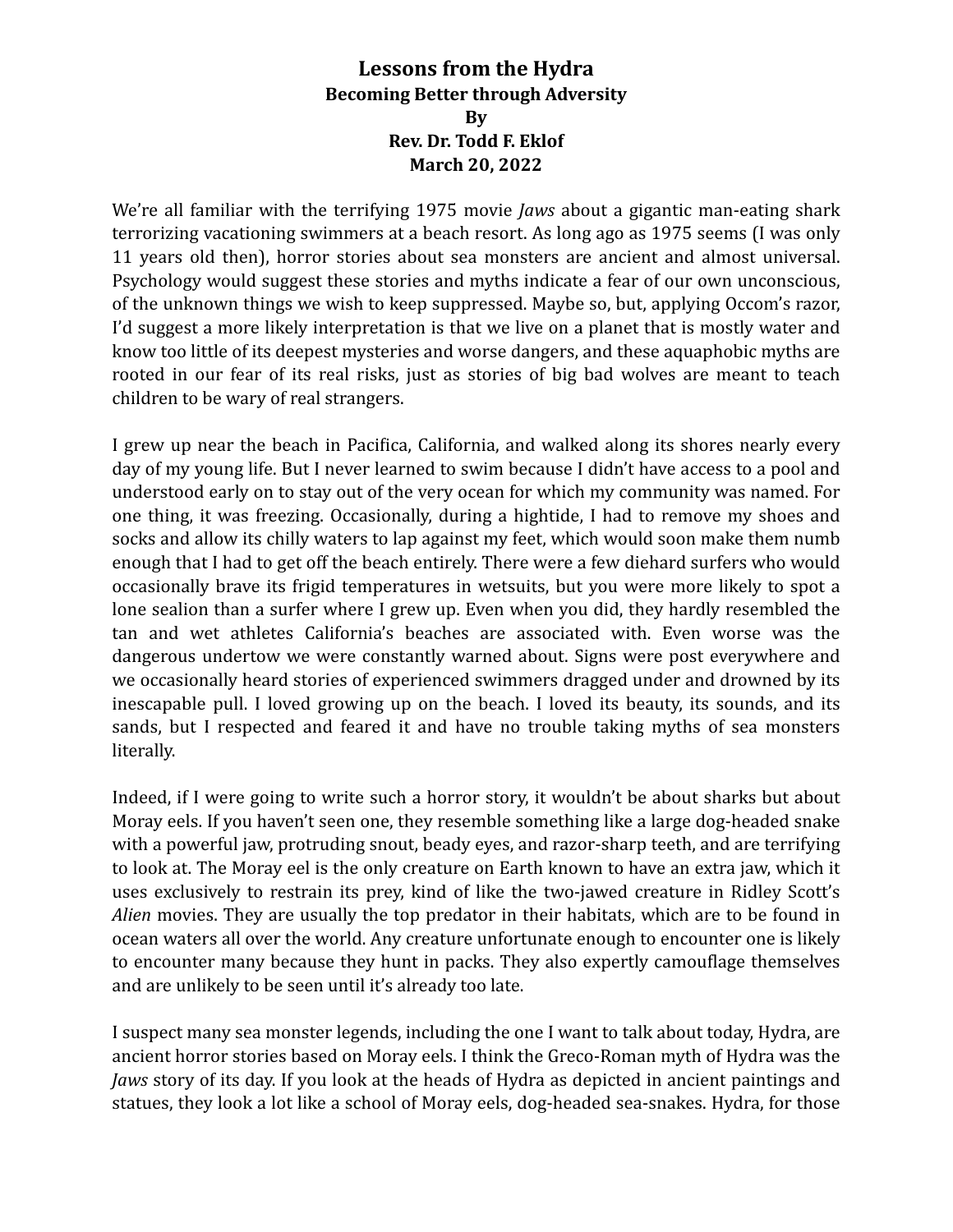# Lessons from the Hydra

**Becoming Better through Adversity**

**By**

**Rev. Dr. Todd F. Eklof**

**March 20, 2022**

We're all familiar with the terrifying 1975 movie *Jaws* about a gigantic man-eating shark terrorizing vacationing swimmers at a beach resort. As long ago as 1975 seems (I was only 11 years old then), horror stories about sea monsters are ancient and almost universal. Psychology would suggest these stories and myths indicate a fear of our own unconscious, of the unknown things we wish to keep suppressed. Maybe so, but, applying Occom's razor, I'd suggest a more likely interpretation is that we live on a planet that is mostly water and know too little of its deepest mysteries and worse dangers, and these aquaphobic myths are rooted in our fear of its real risks, just as stories of big bad wolves are meant to teach children to be wary of real strangers.

I grew up near the beach in Pacifica, California, and walked along its shores nearly every day of my young life. But I never learned to swim because I didn't have access to a pool and understood early on to stay out of the very ocean for which my community was named. For one thing, it was freezing. Occasionally, during a hightide, I had to remove my shoes and socks and allow its chilly waters to lap against my feet, which would soon make them numb enough that I had to get off the beach entirely. There were a few diehard surfers who would occasionally brave its frigid temperatures in wetsuits, but you were more likely to spot a lone sealion than a surfer where I grew up. Even when you did, they hardly resembled the tan and wet athletes California's beaches are associated with. Even worse was the dangerous undertow we were constantly warned about. Signs were post everywhere and we occasionally heard stories of experienced swimmers dragged under and drowned by its inescapable pull. I loved growing up on the beach. I loved its beauty, its sounds, and its sands, but I respected and feared it and have no trouble taking myths of sea monsters literally.

Indeed, if I were going to write such a horror story, it wouldn't be about sharks but about Moray eels. If you haven't seen one, they resemble something like a large dog-headed snake with a powerful jaw, protruding snout, beady eyes, and razor-sharp teeth, and are terrifying to look at. The Moray eel is the only creature on Earth known to have an extra jaw, which it uses exclusively to restrain its prey, kind of like the two-jawed creature in Ridley Scott's *Alien* movies. They are usually the top predator in their habitats, which are to be found in ocean waters all over the world. Any creature unfortunate enough to encounter one is likely to encounter many because they hunt in packs. They also expertly camouflage themselves and are unlikely to be seen until it's already too late.

I suspect many sea monster legends, including the one I want to talk about today, Hydra, are ancient horror stories based on Moray eels. I think the Greco-Roman myth of Hydra was the *Jaws* story of its day. If you look at the heads of Hydra as depicted in ancient paintings and statues, they look a lot like a school of Moray eels, dog-headed sea-snakes. Hydra, for those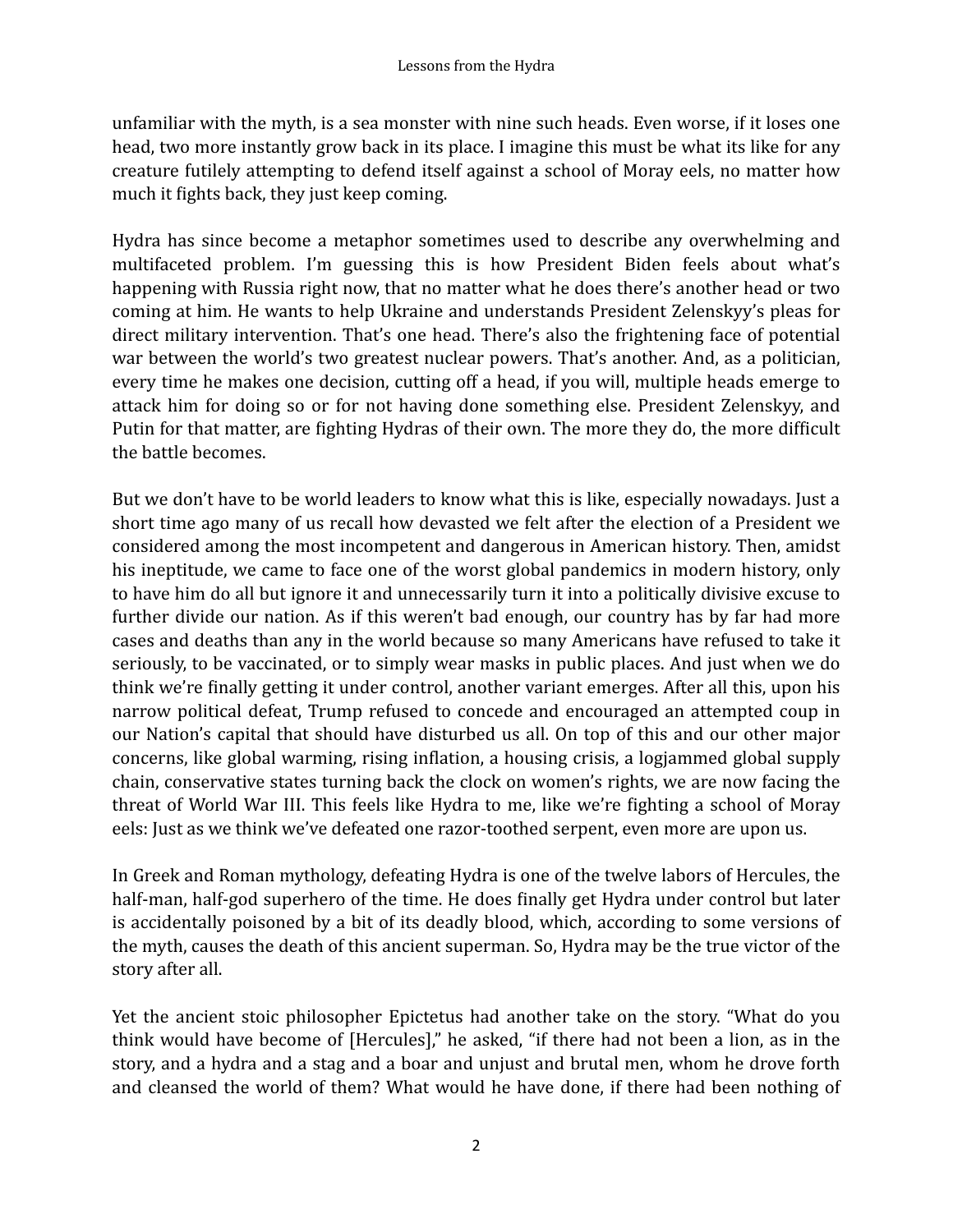unfamiliar with the myth, is a sea monster with nine such heads. Even worse, if it loses one head, two more instantly grow back in its place. I imagine this must be what its like for any creature futilely attempting to defend itself against a school of Moray eels, no matter how much it fights back, they just keep coming.

Hydra has since become a metaphor sometimes used to describe any overwhelming and multifaceted problem. I'm guessing this is how President Biden feels about what's happening with Russia right now, that no matter what he does there's another head or two coming at him. He wants to help Ukraine and understands President Zelenskyy's pleas for direct military intervention. That's one head. There's also the frightening face of potential war between the world's two greatest nuclear powers. That's another. And, as a politician, every time he makes one decision, cutting off a head, if you will, multiple heads emerge to attack him for doing so or for not having done something else. President Zelenskyy, and Putin for that matter, are fighting Hydras of their own. The more they do, the more difficult the battle becomes.

But we don't have to be world leaders to know what this is like, especially nowadays. Just a short time ago many of us recall how devasted we felt after the election of a President we considered among the most incompetent and dangerous in American history. Then, amidst his ineptitude, we came to face one of the worst global pandemics in modern history, only to have him do all but ignore it and unnecessarily turn it into a politically divisive excuse to further divide our nation. As if this weren't bad enough, our country has by far had more cases and deaths than any in the world because so many Americans have refused to take it seriously, to be vaccinated, or to simply wear masks in public places. And just when we do think we're finally getting it under control, another variant emerges. After all this, upon his narrow political defeat, Trump refused to concede and encouraged an attempted coup in our Nation's capital that should have disturbed us all. On top of this and our other major concerns, like global warming, rising inflation, a housing crisis, a logjammed global supply chain, conservative states turning back the clock on women's rights, we are now facing the threat of World War III. This feels like Hydra to me, like we're fighting a school of Moray eels: Just as we think we've defeated one razor-toothed serpent, even more are upon us.

In Greek and Roman mythology, defeating Hydra is one of the twelve labors of Hercules, the half-man, half-god superhero of the time. He does finally get Hydra under control but later is accidentally poisoned by a bit of its deadly blood, which, according to some versions of the myth, causes the death of this ancient superman. So, Hydra may be the true victor of the story after all.

Yet the ancient stoic philosopher Epictetus had another take on the story. "What do you think would have become of [Hercules]," he asked, "if there had not been a lion, as in the story, and a hydra and a stag and a boar and unjust and brutal men, whom he drove forth and cleansed the world of them? What would he have done, if there had been nothing of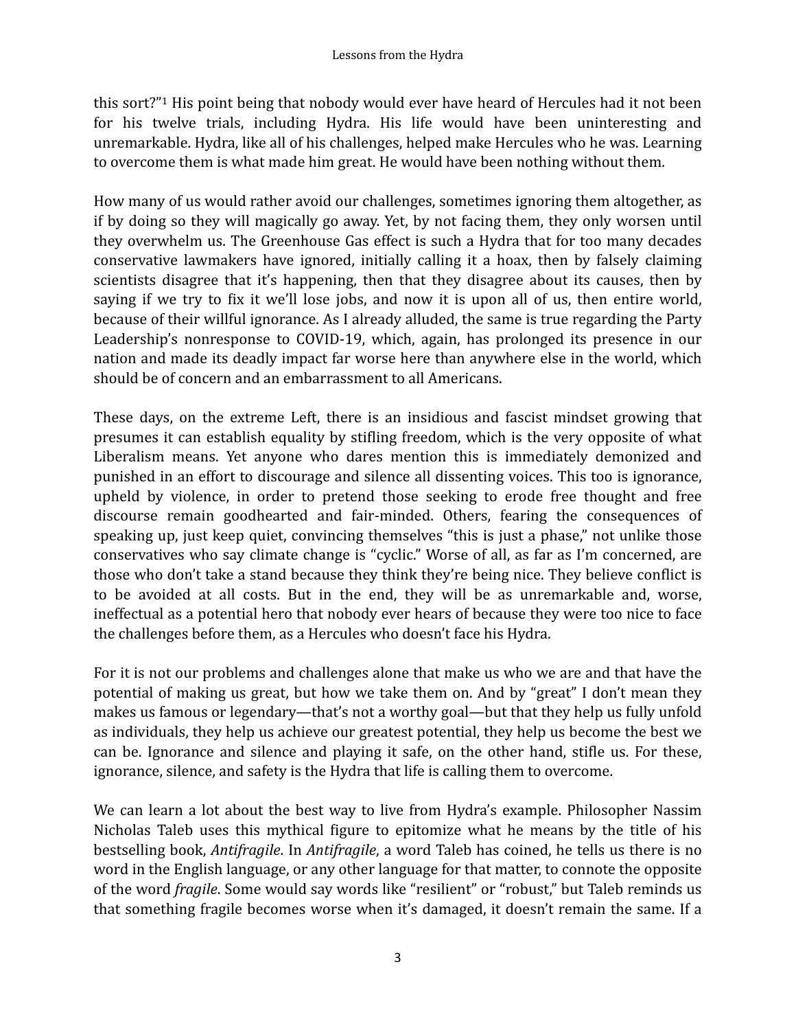this sort?"[1] His point being that nobody would ever have heard of Hercules had it not been for his twelve trials, including Hydra. His life would have been uninteresting and unremarkable. Hydra, like all of his challenges, helped make Hercules who he was. Learning to overcome them is what made him great. He would have been nothing without them.

How many of us would rather avoid our challenges, sometimes ignoring them altogether, as if by doing so they will magically go away. Yet, by not facing them, they only worsen until they overwhelm us. The Greenhouse Gas effect is such a Hydra that for too many decades conservative lawmakers have ignored, initially calling it a hoax, then by falsely claiming scientists disagree that it's happening, then that they disagree about its causes, then by saying if we try to fix it we'll lose jobs, and now it is upon all of us, then entire world, because of their willful ignorance. As I already alluded, the same is true regarding the Party Leadership's nonresponse to COVID-19, which, again, has prolonged its presence in our nation and made its deadly impact far worse here than anywhere else in the world, which should be of concern and an embarrassment to all Americans.

These days, on the extreme Left, there is an insidious and fascist mindset growing that presumes it can establish equality by stifling freedom, which is the very opposite of what Liberalism means. Yet anyone who dares mention this is immediately demonized and punished in an effort to discourage and silence all dissenting voices. This too is ignorance, upheld by violence, in order to pretend those seeking to erode free thought and free discourse remain goodhearted and fair-minded. Others, fearing the consequences of speaking up, just keep quiet, convincing themselves "this is just a phase," not unlike those conservatives who say climate change is "cyclic." Worse of all, as far as I'm concerned, are those who don't take a stand because they think they're being nice. They believe conflict is to be avoided at all costs. But in the end, they will be as unremarkable and, worse, ineffectual as a potential hero that nobody ever hears of because they were too nice to face the challenges before them, as a Hercules who doesn't face his Hydra.

For it is not our problems and challenges alone that make us who we are and that have the potential of making us great, but how we take them on. And by "great" I don't mean they makes us famous or legendary—that's not a worthy goal—but that they help us fully unfold as individuals, they help us achieve our greatest potential, they help us become the best we can be. Ignorance and silence and playing it safe, on the other hand, stifle us. For these, ignorance, silence, and safety is the Hydra that life is calling them to overcome.

We can learn a lot about the best way to live from Hydra's example. Philosopher Nassim Nicholas Taleb uses this mythical figure to epitomize what he means by the title of his bestselling book, *Antifragile*. In *Antifragile*, a word Taleb has coined, he tells us there is no word in the English language, or any other language for that matter, to connote the opposite of the word *fragile*. Some would say words like "resilient" or "robust," but Taleb reminds us that something fragile becomes worse when it's damaged, it doesn't remain the same. If a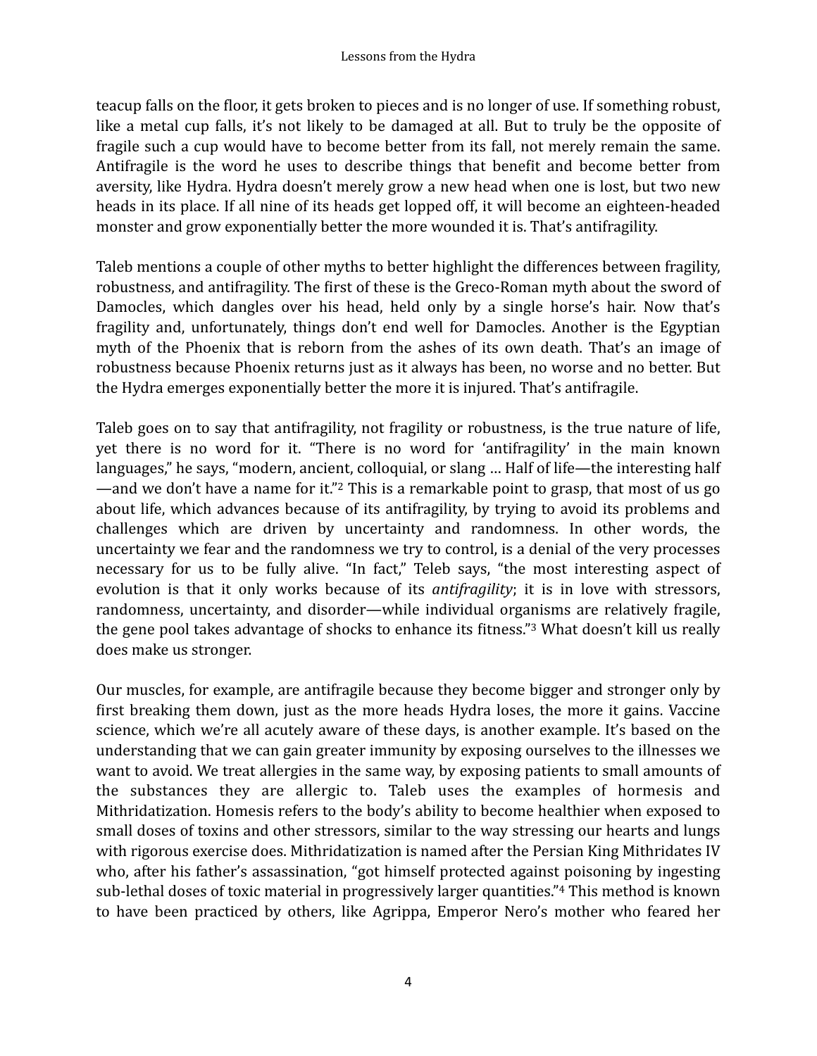teacup falls on the floor, it gets broken to pieces and is no longer of use. If something robust, like a metal cup falls, it's not likely to be damaged at all. But to truly be the opposite of fragile such a cup would have to become better from its fall, not merely remain the same. Antifragile is the word he uses to describe things that benefit and become better from aversity, like Hydra. Hydra doesn't merely grow a new head when one is lost, but two new heads in its place. If all nine of its heads get lopped off, it will become an eighteen-headed monster and grow exponentially better the more wounded it is. That's antifragility.

Taleb mentions a couple of other myths to better highlight the differences between fragility, robustness, and antifragility. The first of these is the Greco-Roman myth about the sword of Damocles, which dangles over his head, held only by a single horse's hair. Now that's fragility and, unfortunately, things don't end well for Damocles. Another is the Egyptian myth of the Phoenix that is reborn from the ashes of its own death. That's an image of robustness because Phoenix returns just as it always has been, no worse and no better. But the Hydra emerges exponentially better the more it is injured. That's antifragile.

Taleb goes on to say that antifragility, not fragility or robustness, is the true nature of life, yet there is no word for it. "There is no word for 'antifragility' in the main known languages," he says, "modern, ancient, colloquial, or slang … Half of life—the interesting half—and we don't have a name for it."[2] This is a remarkable point to grasp, that most of us go about life, which advances because of its antifragility, by trying to avoid its problems and challenges which are driven by uncertainty and randomness. In other words, the uncertainty we fear and the randomness we try to control, is a denial of the very processes necessary for us to be fully alive. "In fact," Teleb says, "the most interesting aspect of evolution is that it only works because of its *antifragility*; it is in love with stressors, randomness, uncertainty, and disorder—while individual organisms are relatively fragile, the gene pool takes advantage of shocks to enhance its fitness."[3] What doesn't kill us really does make us stronger.

Our muscles, for example, are antifragile because they become bigger and stronger only by first breaking them down, just as the more heads Hydra loses, the more it gains. Vaccine science, which we're all acutely aware of these days, is another example. It's based on the understanding that we can gain greater immunity by exposing ourselves to the illnesses we want to avoid. We treat allergies in the same way, by exposing patients to small amounts of the substances they are allergic to. Taleb uses the examples of hormesis and Mithridatization. Homesis refers to the body's ability to become healthier when exposed to small doses of toxins and other stressors, similar to the way stressing our hearts and lungs with rigorous exercise does. Mithridatization is named after the Persian King Mithridates IV who, after his father's assassination, "got himself protected against poisoning by ingesting sub-lethal doses of toxic material in progressively larger quantities."[4] This method is known to have been practiced by others, like Agrippa, Emperor Nero's mother who feared her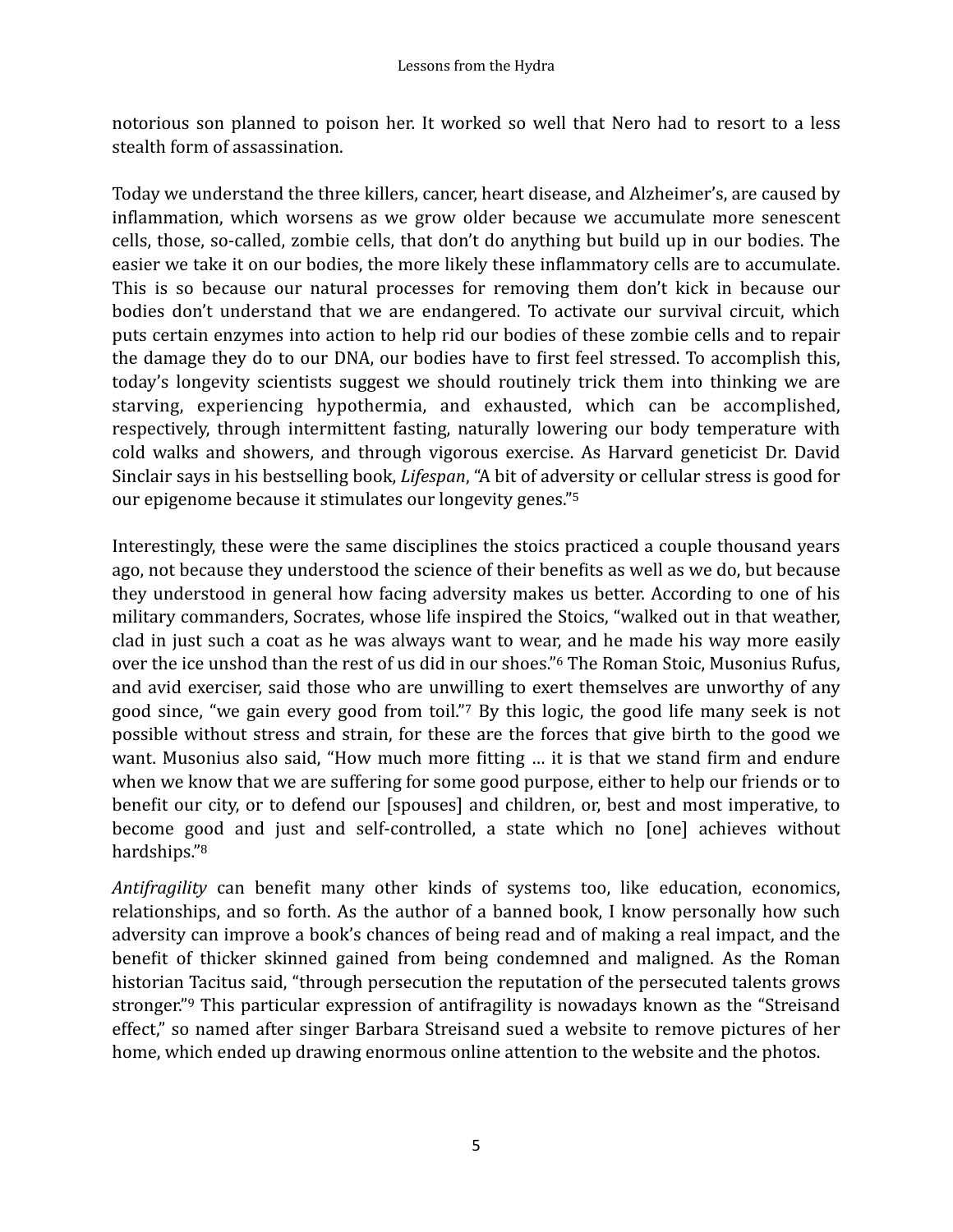notorious son planned to poison her. It worked so well that Nero had to resort to a less stealth form of assassination.

Today we understand the three killers, cancer, heart disease, and Alzheimer's, are caused by inflammation, which worsens as we grow older because we accumulate more senescent cells, those, so-called, zombie cells, that don't do anything but build up in our bodies. The easier we take it on our bodies, the more likely these inflammatory cells are to accumulate. This is so because our natural processes for removing them don't kick in because our bodies don't understand that we are endangered. To activate our survival circuit, which puts certain enzymes into action to help rid our bodies of these zombie cells and to repair the damage they do to our DNA, our bodies have to first feel stressed. To accomplish this, today's longevity scientists suggest we should routinely trick them into thinking we are starving, experiencing hypothermia, and exhausted, which can be accomplished, respectively, through intermittent fasting, naturally lowering our body temperature with cold walks and showers, and through vigorous exercise. As Harvard geneticist Dr. David Sinclair says in his bestselling book, *Lifespan*, "A bit of adversity or cellular stress is good for our epigenome because it stimulates our longevity genes."[5]

Interestingly, these were the same disciplines the stoics practiced a couple thousand years ago, not because they understood the science of their benefits as well as we do, but because they understood in general how facing adversity makes us better. According to one of his military commanders, Socrates, whose life inspired the Stoics, "walked out in that weather, clad in just such a coat as he was always want to wear, and he made his way more easily over the ice unshod than the rest of us did in our shoes."[6] The Roman Stoic, Musonius Rufus, and avid exerciser, said those who are unwilling to exert themselves are unworthy of any good since, "we gain every good from toil."[7] By this logic, the good life many seek is not possible without stress and strain, for these are the forces that give birth to the good we want. Musonius also said, "How much more fitting … it is that we stand firm and endure when we know that we are suffering for some good purpose, either to help our friends or to benefit our city, or to defend our [spouses] and children, or, best and most imperative, to become good and just and self-controlled, a state which no [one] achieves without hardships."[8]

*Antifragility* can benefit many other kinds of systems too, like education, economics, relationships, and so forth. As the author of a banned book, I know personally how such adversity can improve a book's chances of being read and of making a real impact, and the benefit of thicker skinned gained from being condemned and maligned. As the Roman historian Tacitus said, "through persecution the reputation of the persecuted talents grows stronger."[9] This particular expression of antifragility is nowadays known as the "Streisand effect," so named after singer Barbara Streisand sued a website to remove pictures of her home, which ended up drawing enormous online attention to the website and the photos.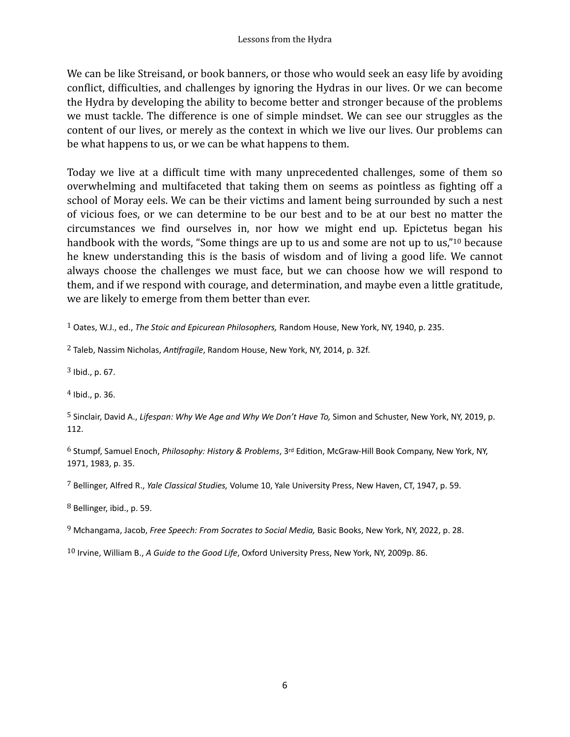We can be like Streisand, or book banners, or those who would seek an easy life by avoiding conflict, difficulties, and challenges by ignoring the Hydras in our lives. Or we can become the Hydra by developing the ability to become better and stronger because of the problems we must tackle. The difference is one of simple mindset. We can see our struggles as the content of our lives, or merely as the context in which we live our lives. Our problems can be what happens to us, or we can be what happens to them.

Today we live at a difficult time with many unprecedented challenges, some of them so overwhelming and multifaceted that taking them on seems as pointless as fighting off a school of Moray eels. We can be their victims and lament being surrounded by such a nest of vicious foes, or we can determine to be our best and to be at our best no matter the circumstances we find ourselves in, nor how we might end up. Epictetus began his handbook with the words, "Some things are up to us and some are not up to us,"[10] because he knew understanding this is the basis of wisdom and of living a good life. We cannot always choose the challenges we must face, but we can choose how we will respond to them, and if we respond with courage, and determination, and maybe even a little gratitude, we are likely to emerge from them better than ever.

[1] Oates, W.J., ed., *The Stoic and Epicurean Philosophers,* Random House, New York, NY, 1940, p. 235.

[2] Taleb, Nassim Nicholas, *Antifragile*, Random House, New York, NY, 2014, p. 32f.

[3] Ibid., p. 67.

[4] Ibid., p. 36.

[5] Sinclair, David A., *Lifespan: Why We Age and Why We Don't Have To,* Simon and Schuster, New York, NY, 2019, p. 112.

[6] Stumpf, Samuel Enoch, *Philosophy: History & Problems*, 3rd Edition, McGraw-Hill Book Company, New York, NY, 1971, 1983, p. 35.

[7] Bellinger, Alfred R., *Yale Classical Studies,* Volume 10, Yale University Press, New Haven, CT, 1947, p. 59.

[8] Bellinger, ibid., p. 59.

[9] Mchangama, Jacob, *Free Speech: From Socrates to Social Media,* Basic Books, New York, NY, 2022, p. 28.

[10] Irvine, William B., *A Guide to the Good Life*, Oxford University Press, New York, NY, 2009p. 86.